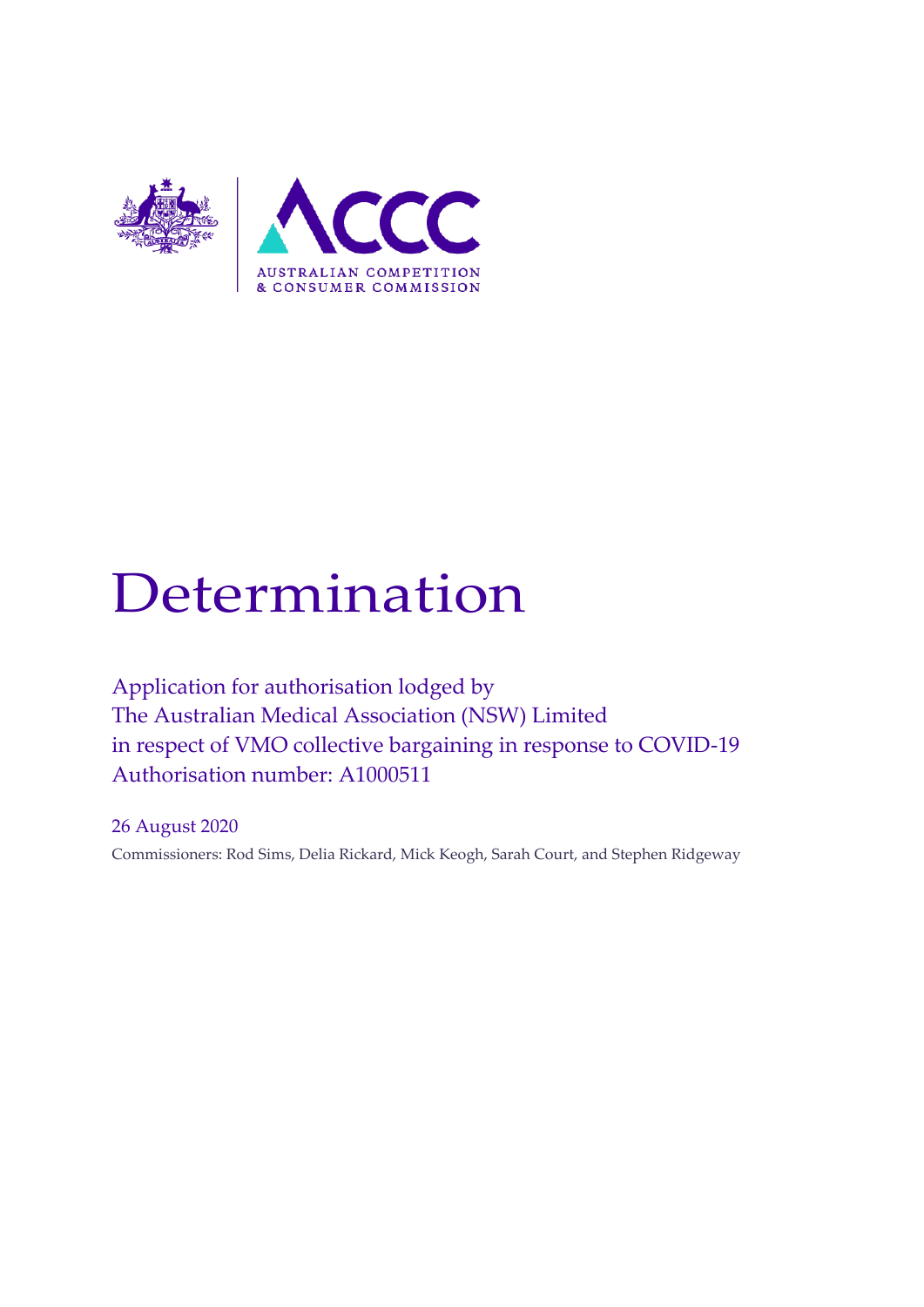# Determination

Application for authorisation lodged by
The Australian Medical Association (NSW) Limited
in respect of VMO collective bargaining in response to COVID-19
Authorisation number: A1000511

26 August 2020

Commissioners: Rod Sims, Delia Rickard, Mick Keogh, Sarah Court, and Stephen Ridgeway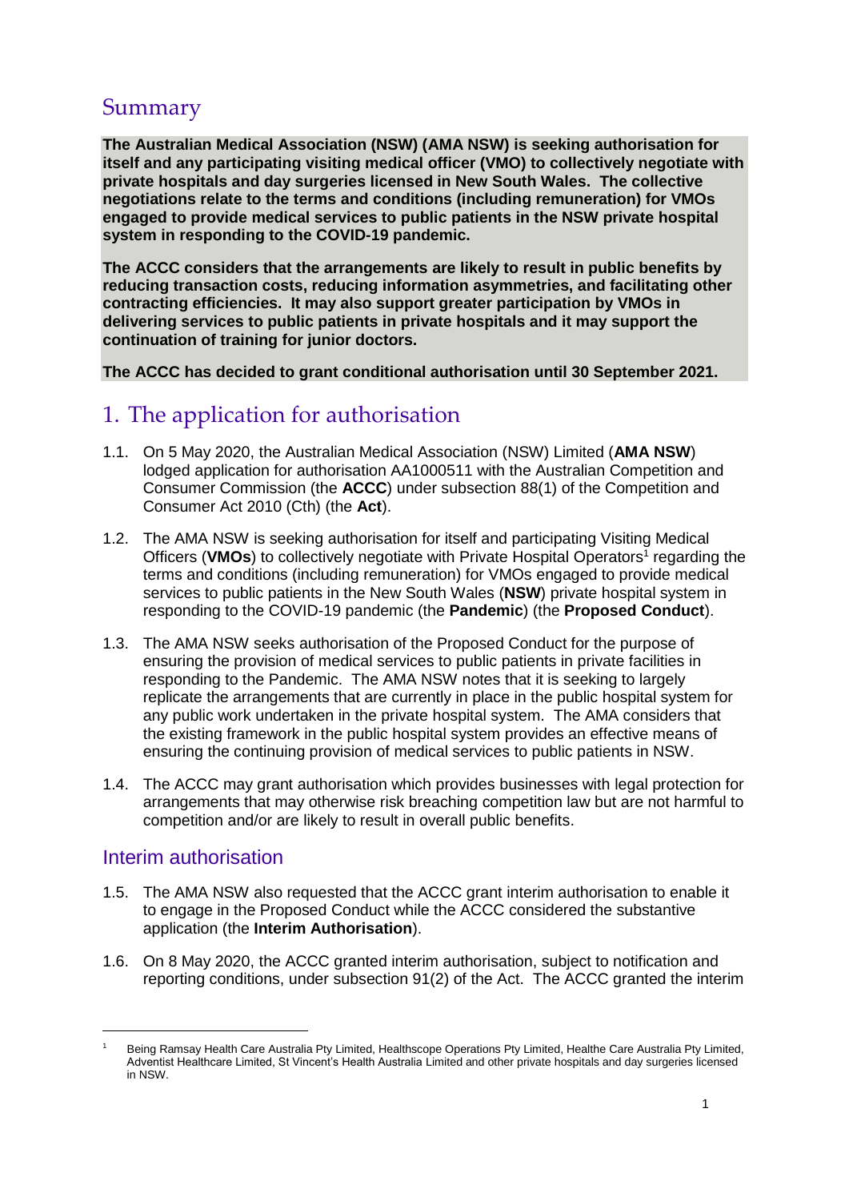## Summary

**The Australian Medical Association (NSW) (AMA NSW) is seeking authorisation for itself and any participating visiting medical officer (VMO) to collectively negotiate with private hospitals and day surgeries licensed in New South Wales. The collective negotiations relate to the terms and conditions (including remuneration) for VMOs engaged to provide medical services to public patients in the NSW private hospital system in responding to the COVID-19 pandemic.**

**The ACCC considers that the arrangements are likely to result in public benefits by reducing transaction costs, reducing information asymmetries, and facilitating other contracting efficiencies. It may also support greater participation by VMOs in delivering services to public patients in private hospitals and it may support the continuation of training for junior doctors.**

**The ACCC has decided to grant conditional authorisation until 30 September 2021.**

# 1. The application for authorisation

1.1. On 5 May 2020, the Australian Medical Association (NSW) Limited (**AMA NSW**) lodged application for authorisation AA1000511 with the Australian Competition and Consumer Commission (the **ACCC**) under subsection 88(1) of the Competition and Consumer Act 2010 (Cth) (the **Act**).

1.2. The AMA NSW is seeking authorisation for itself and participating Visiting Medical Officers (**VMOs**) to collectively negotiate with Private Hospital Operators[1] regarding the terms and conditions (including remuneration) for VMOs engaged to provide medical services to public patients in the New South Wales (**NSW**) private hospital system in responding to the COVID-19 pandemic (the **Pandemic**) (the **Proposed Conduct**).

1.3. The AMA NSW seeks authorisation of the Proposed Conduct for the purpose of ensuring the provision of medical services to public patients in private facilities in responding to the Pandemic. The AMA NSW notes that it is seeking to largely replicate the arrangements that are currently in place in the public hospital system for any public work undertaken in the private hospital system. The AMA considers that the existing framework in the public hospital system provides an effective means of ensuring the continuing provision of medical services to public patients in NSW.

1.4. The ACCC may grant authorisation which provides businesses with legal protection for arrangements that may otherwise risk breaching competition law but are not harmful to competition and/or are likely to result in overall public benefits.

## Interim authorisation

1.5. The AMA NSW also requested that the ACCC grant interim authorisation to enable it to engage in the Proposed Conduct while the ACCC considered the substantive application (the **Interim Authorisation**).

1.6. On 8 May 2020, the ACCC granted interim authorisation, subject to notification and reporting conditions, under subsection 91(2) of the Act. The ACCC granted the interim

[1] Being Ramsay Health Care Australia Pty Limited, Healthscope Operations Pty Limited, Healthe Care Australia Pty Limited, Adventist Healthcare Limited, St Vincent's Health Australia Limited and other private hospitals and day surgeries licensed in NSW.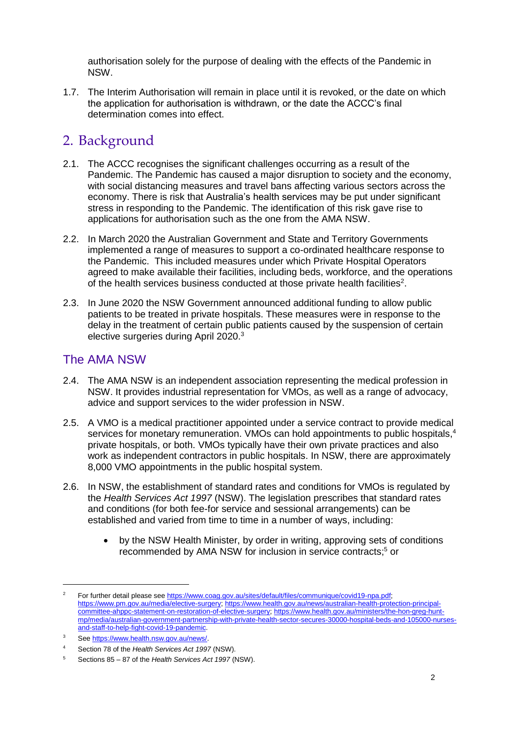authorisation solely for the purpose of dealing with the effects of the Pandemic in NSW.

1.7. The Interim Authorisation will remain in place until it is revoked, or the date on which the application for authorisation is withdrawn, or the date the ACCC's final determination comes into effect.

## 2. Background

2.1. The ACCC recognises the significant challenges occurring as a result of the Pandemic. The Pandemic has caused a major disruption to society and the economy, with social distancing measures and travel bans affecting various sectors across the economy. There is risk that Australia's health services may be put under significant stress in responding to the Pandemic. The identification of this risk gave rise to applications for authorisation such as the one from the AMA NSW.

2.2. In March 2020 the Australian Government and State and Territory Governments implemented a range of measures to support a co-ordinated healthcare response to the Pandemic. This included measures under which Private Hospital Operators agreed to make available their facilities, including beds, workforce, and the operations of the health services business conducted at those private health facilities[2].

2.3. In June 2020 the NSW Government announced additional funding to allow public patients to be treated in private hospitals. These measures were in response to the delay in the treatment of certain public patients caused by the suspension of certain elective surgeries during April 2020.[3]

### The AMA NSW

2.4. The AMA NSW is an independent association representing the medical profession in NSW. It provides industrial representation for VMOs, as well as a range of advocacy, advice and support services to the wider profession in NSW.

2.5. A VMO is a medical practitioner appointed under a service contract to provide medical services for monetary remuneration. VMOs can hold appointments to public hospitals,[4] private hospitals, or both. VMOs typically have their own private practices and also work as independent contractors in public hospitals. In NSW, there are approximately 8,000 VMO appointments in the public hospital system.

2.6. In NSW, the establishment of standard rates and conditions for VMOs is regulated by the *Health Services Act 1997* (NSW). The legislation prescribes that standard rates and conditions (for both fee-for service and sessional arrangements) can be established and varied from time to time in a number of ways, including:

- by the NSW Health Minister, by order in writing, approving sets of conditions recommended by AMA NSW for inclusion in service contracts;[5] or

---

[2] For further detail please see https://www.coag.gov.au/sites/default/files/communique/covid19-npa.pdf; https://www.pm.gov.au/media/elective-surgery; https://www.health.gov.au/news/australian-health-protection-principal-committee-ahppc-statement-on-restoration-of-elective-surgery; https://www.health.gov.au/ministers/the-hon-greg-hunt-mp/media/australian-government-partnership-with-private-health-sector-secures-30000-hospital-beds-and-105000-nurses-and-staff-to-help-fight-covid-19-pandemic.

[3] See https://www.health.nsw.gov.au/news/.

[4] Section 78 of the *Health Services Act 1997* (NSW).

[5] Sections 85 – 87 of the *Health Services Act 1997* (NSW).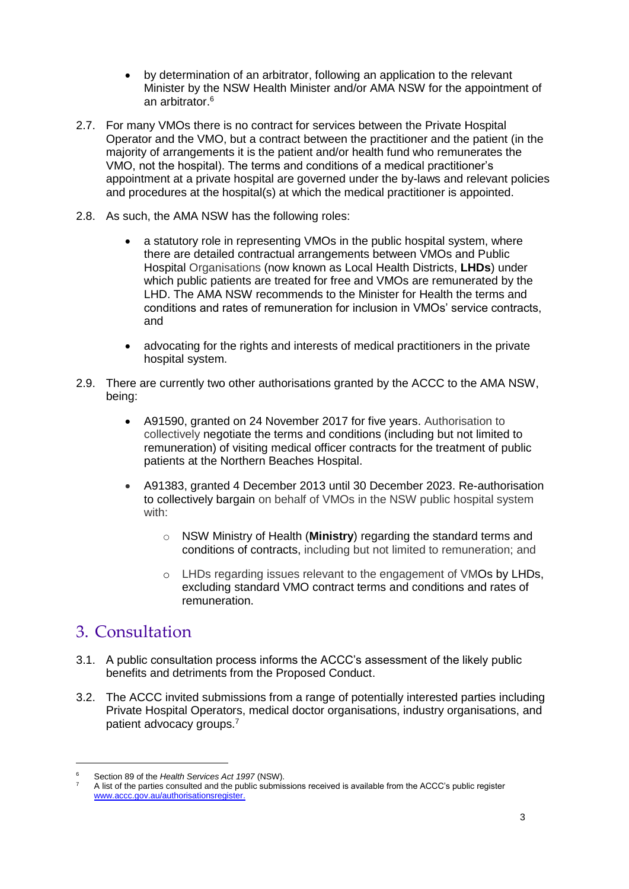- by determination of an arbitrator, following an application to the relevant Minister by the NSW Health Minister and/or AMA NSW for the appointment of an arbitrator.[6]

2.7. For many VMOs there is no contract for services between the Private Hospital Operator and the VMO, but a contract between the practitioner and the patient (in the majority of arrangements it is the patient and/or health fund who remunerates the VMO, not the hospital). The terms and conditions of a medical practitioner's appointment at a private hospital are governed under the by-laws and relevant policies and procedures at the hospital(s) at which the medical practitioner is appointed.

2.8. As such, the AMA NSW has the following roles:

- a statutory role in representing VMOs in the public hospital system, where there are detailed contractual arrangements between VMOs and Public Hospital Organisations (now known as Local Health Districts, **LHDs**) under which public patients are treated for free and VMOs are remunerated by the LHD. The AMA NSW recommends to the Minister for Health the terms and conditions and rates of remuneration for inclusion in VMOs' service contracts, and

- advocating for the rights and interests of medical practitioners in the private hospital system.

2.9. There are currently two other authorisations granted by the ACCC to the AMA NSW, being:

- A91590, granted on 24 November 2017 for five years. Authorisation to collectively negotiate the terms and conditions (including but not limited to remuneration) of visiting medical officer contracts for the treatment of public patients at the Northern Beaches Hospital.

- A91383, granted 4 December 2013 until 30 December 2023. Re-authorisation to collectively bargain on behalf of VMOs in the NSW public hospital system with:
  - NSW Ministry of Health (**Ministry**) regarding the standard terms and conditions of contracts, including but not limited to remuneration; and
  - LHDs regarding issues relevant to the engagement of VMOs by LHDs, excluding standard VMO contract terms and conditions and rates of remuneration.

## 3. Consultation

3.1. A public consultation process informs the ACCC's assessment of the likely public benefits and detriments from the Proposed Conduct.

3.2. The ACCC invited submissions from a range of potentially interested parties including Private Hospital Operators, medical doctor organisations, industry organisations, and patient advocacy groups.[7]

---

[6] Section 89 of the *Health Services Act 1997* (NSW).

[7] A list of the parties consulted and the public submissions received is available from the ACCC's public register www.accc.gov.au/authorisationsregister.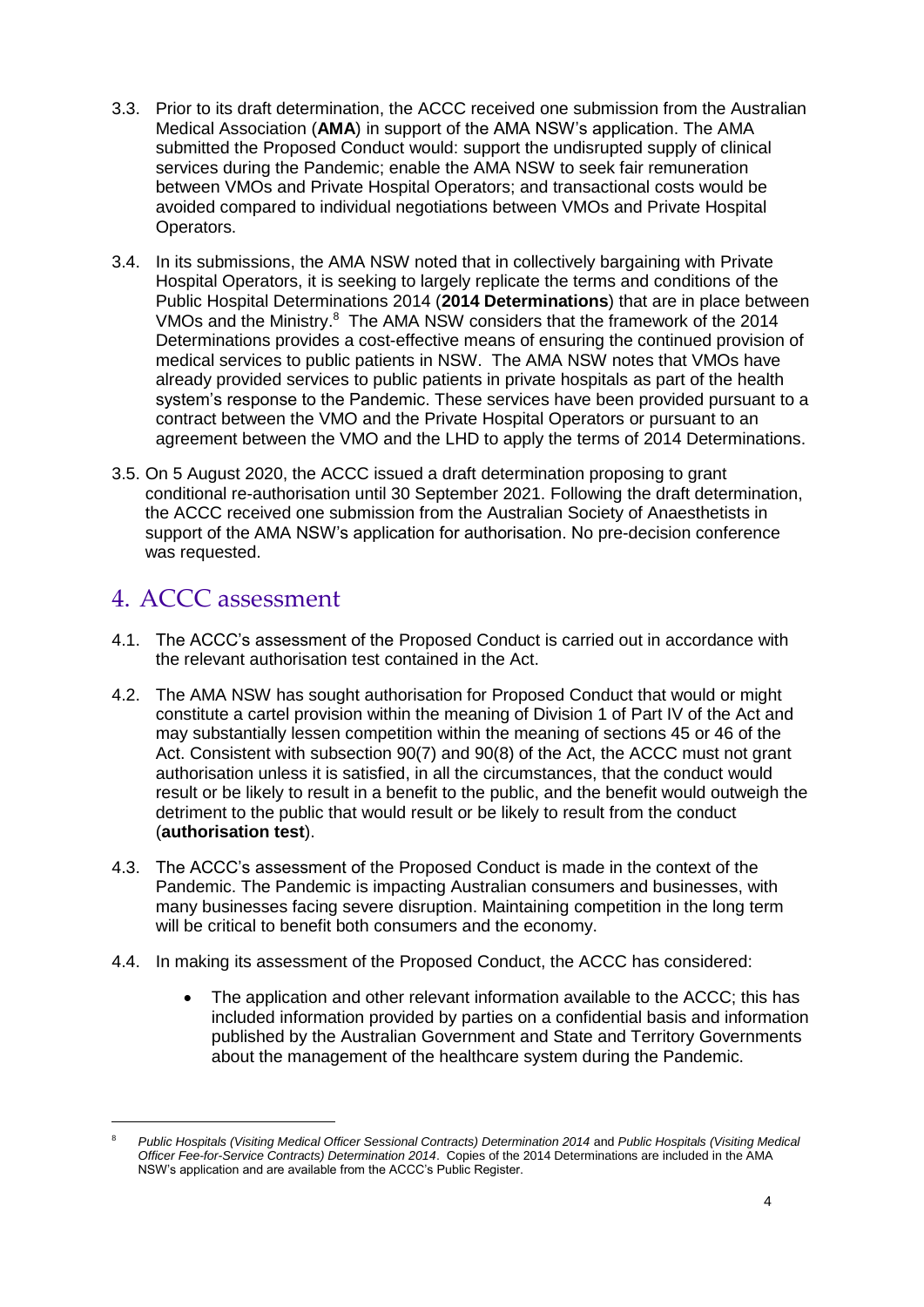3.3. Prior to its draft determination, the ACCC received one submission from the Australian Medical Association (**AMA**) in support of the AMA NSW's application. The AMA submitted the Proposed Conduct would: support the undisrupted supply of clinical services during the Pandemic; enable the AMA NSW to seek fair remuneration between VMOs and Private Hospital Operators; and transactional costs would be avoided compared to individual negotiations between VMOs and Private Hospital Operators.

3.4. In its submissions, the AMA NSW noted that in collectively bargaining with Private Hospital Operators, it is seeking to largely replicate the terms and conditions of the Public Hospital Determinations 2014 (**2014 Determinations**) that are in place between VMOs and the Ministry.[8] The AMA NSW considers that the framework of the 2014 Determinations provides a cost-effective means of ensuring the continued provision of medical services to public patients in NSW. The AMA NSW notes that VMOs have already provided services to public patients in private hospitals as part of the health system's response to the Pandemic. These services have been provided pursuant to a contract between the VMO and the Private Hospital Operators or pursuant to an agreement between the VMO and the LHD to apply the terms of 2014 Determinations.

3.5. On 5 August 2020, the ACCC issued a draft determination proposing to grant conditional re-authorisation until 30 September 2021. Following the draft determination, the ACCC received one submission from the Australian Society of Anaesthetists in support of the AMA NSW's application for authorisation. No pre-decision conference was requested.

## 4. ACCC assessment

4.1. The ACCC's assessment of the Proposed Conduct is carried out in accordance with the relevant authorisation test contained in the Act.

4.2. The AMA NSW has sought authorisation for Proposed Conduct that would or might constitute a cartel provision within the meaning of Division 1 of Part IV of the Act and may substantially lessen competition within the meaning of sections 45 or 46 of the Act. Consistent with subsection 90(7) and 90(8) of the Act, the ACCC must not grant authorisation unless it is satisfied, in all the circumstances, that the conduct would result or be likely to result in a benefit to the public, and the benefit would outweigh the detriment to the public that would result or be likely to result from the conduct (**authorisation test**).

4.3. The ACCC's assessment of the Proposed Conduct is made in the context of the Pandemic. The Pandemic is impacting Australian consumers and businesses, with many businesses facing severe disruption. Maintaining competition in the long term will be critical to benefit both consumers and the economy.

4.4. In making its assessment of the Proposed Conduct, the ACCC has considered:

- The application and other relevant information available to the ACCC; this has included information provided by parties on a confidential basis and information published by the Australian Government and State and Territory Governments about the management of the healthcare system during the Pandemic.

---

[8] *Public Hospitals (Visiting Medical Officer Sessional Contracts) Determination 2014* and *Public Hospitals (Visiting Medical Officer Fee-for-Service Contracts) Determination 2014*. Copies of the 2014 Determinations are included in the AMA NSW's application and are available from the ACCC's Public Register.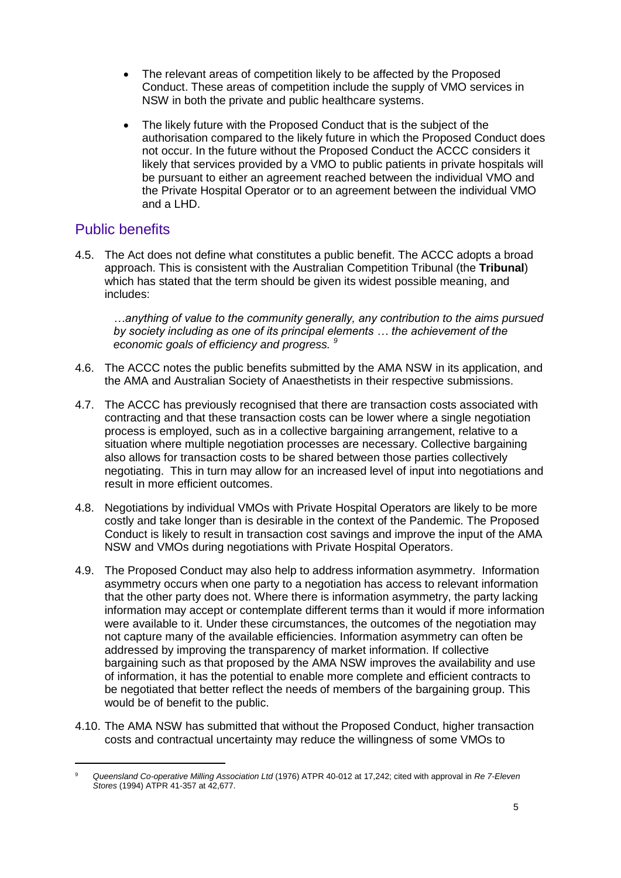- The relevant areas of competition likely to be affected by the Proposed Conduct. These areas of competition include the supply of VMO services in NSW in both the private and public healthcare systems.
- The likely future with the Proposed Conduct that is the subject of the authorisation compared to the likely future in which the Proposed Conduct does not occur. In the future without the Proposed Conduct the ACCC considers it likely that services provided by a VMO to public patients in private hospitals will be pursuant to either an agreement reached between the individual VMO and the Private Hospital Operator or to an agreement between the individual VMO and a LHD.

## Public benefits

4.5. The Act does not define what constitutes a public benefit. The ACCC adopts a broad approach. This is consistent with the Australian Competition Tribunal (the **Tribunal**) which has stated that the term should be given its widest possible meaning, and includes:

> *…anything of value to the community generally, any contribution to the aims pursued by society including as one of its principal elements … the achievement of the economic goals of efficiency and progress.* [9]

4.6. The ACCC notes the public benefits submitted by the AMA NSW in its application, and the AMA and Australian Society of Anaesthetists in their respective submissions.

4.7. The ACCC has previously recognised that there are transaction costs associated with contracting and that these transaction costs can be lower where a single negotiation process is employed, such as in a collective bargaining arrangement, relative to a situation where multiple negotiation processes are necessary. Collective bargaining also allows for transaction costs to be shared between those parties collectively negotiating. This in turn may allow for an increased level of input into negotiations and result in more efficient outcomes.

4.8. Negotiations by individual VMOs with Private Hospital Operators are likely to be more costly and take longer than is desirable in the context of the Pandemic. The Proposed Conduct is likely to result in transaction cost savings and improve the input of the AMA NSW and VMOs during negotiations with Private Hospital Operators.

4.9. The Proposed Conduct may also help to address information asymmetry. Information asymmetry occurs when one party to a negotiation has access to relevant information that the other party does not. Where there is information asymmetry, the party lacking information may accept or contemplate different terms than it would if more information were available to it. Under these circumstances, the outcomes of the negotiation may not capture many of the available efficiencies. Information asymmetry can often be addressed by improving the transparency of market information. If collective bargaining such as that proposed by the AMA NSW improves the availability and use of information, it has the potential to enable more complete and efficient contracts to be negotiated that better reflect the needs of members of the bargaining group. This would be of benefit to the public.

4.10. The AMA NSW has submitted that without the Proposed Conduct, higher transaction costs and contractual uncertainty may reduce the willingness of some VMOs to

---

[9] *Queensland Co-operative Milling Association Ltd* (1976) ATPR 40-012 at 17,242; cited with approval in *Re 7-Eleven Stores* (1994) ATPR 41-357 at 42,677.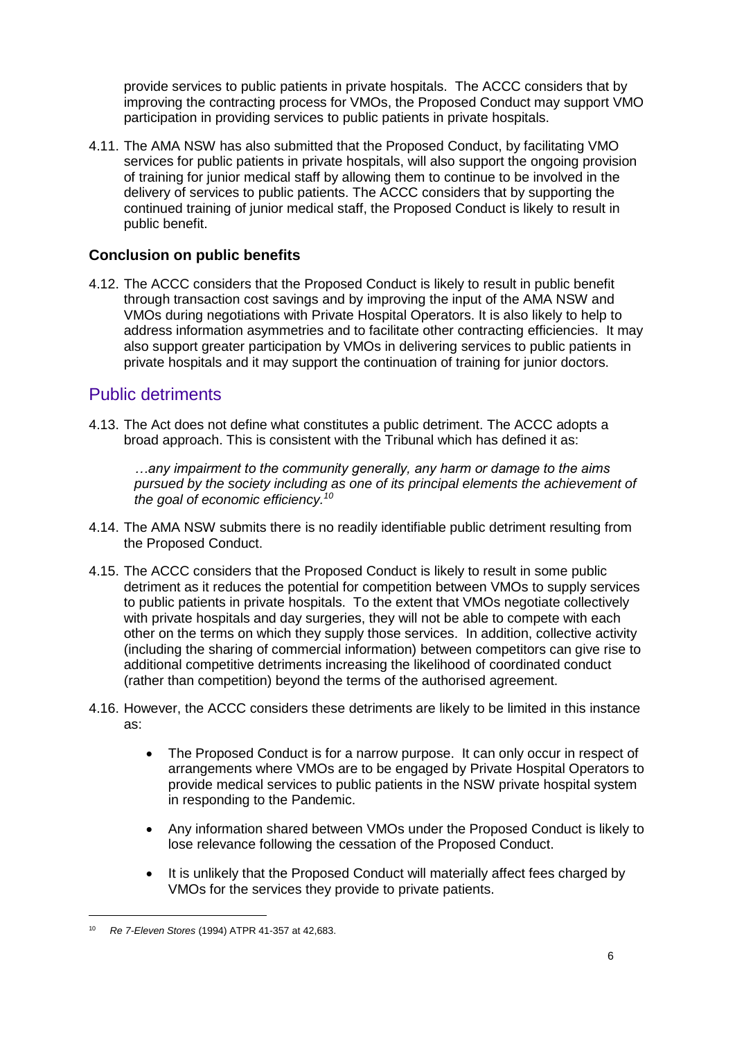provide services to public patients in private hospitals. The ACCC considers that by improving the contracting process for VMOs, the Proposed Conduct may support VMO participation in providing services to public patients in private hospitals.

4.11. The AMA NSW has also submitted that the Proposed Conduct, by facilitating VMO services for public patients in private hospitals, will also support the ongoing provision of training for junior medical staff by allowing them to continue to be involved in the delivery of services to public patients. The ACCC considers that by supporting the continued training of junior medical staff, the Proposed Conduct is likely to result in public benefit.

### Conclusion on public benefits

4.12. The ACCC considers that the Proposed Conduct is likely to result in public benefit through transaction cost savings and by improving the input of the AMA NSW and VMOs during negotiations with Private Hospital Operators. It is also likely to help to address information asymmetries and to facilitate other contracting efficiencies. It may also support greater participation by VMOs in delivering services to public patients in private hospitals and it may support the continuation of training for junior doctors.

## Public detriments

4.13. The Act does not define what constitutes a public detriment. The ACCC adopts a broad approach. This is consistent with the Tribunal which has defined it as:

> *…any impairment to the community generally, any harm or damage to the aims pursued by the society including as one of its principal elements the achievement of the goal of economic efficiency.*[10]

4.14. The AMA NSW submits there is no readily identifiable public detriment resulting from the Proposed Conduct.

4.15. The ACCC considers that the Proposed Conduct is likely to result in some public detriment as it reduces the potential for competition between VMOs to supply services to public patients in private hospitals. To the extent that VMOs negotiate collectively with private hospitals and day surgeries, they will not be able to compete with each other on the terms on which they supply those services. In addition, collective activity (including the sharing of commercial information) between competitors can give rise to additional competitive detriments increasing the likelihood of coordinated conduct (rather than competition) beyond the terms of the authorised agreement.

4.16. However, the ACCC considers these detriments are likely to be limited in this instance as:

- The Proposed Conduct is for a narrow purpose. It can only occur in respect of arrangements where VMOs are to be engaged by Private Hospital Operators to provide medical services to public patients in the NSW private hospital system in responding to the Pandemic.
- Any information shared between VMOs under the Proposed Conduct is likely to lose relevance following the cessation of the Proposed Conduct.
- It is unlikely that the Proposed Conduct will materially affect fees charged by VMOs for the services they provide to private patients.

---

[10] *Re 7-Eleven Stores* (1994) ATPR 41-357 at 42,683.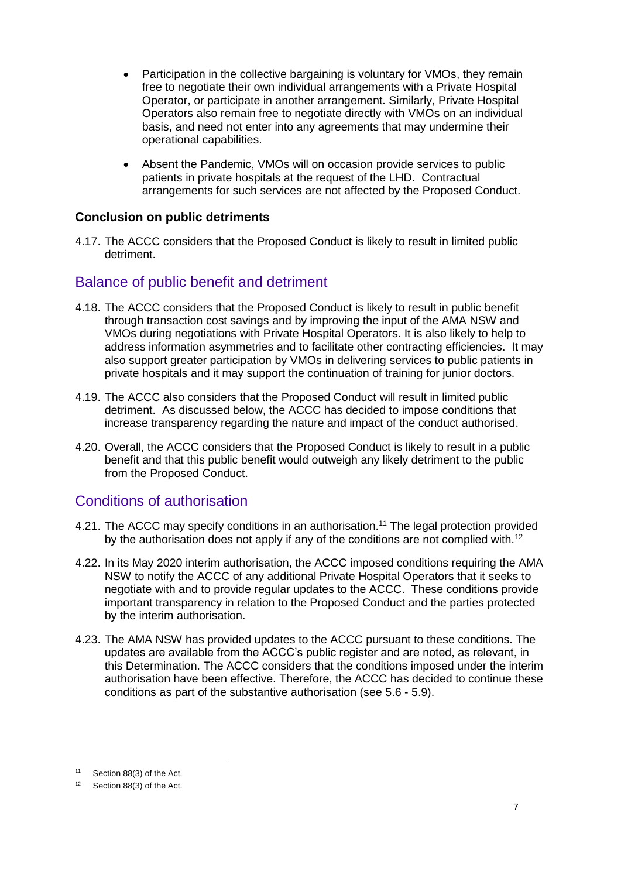- Participation in the collective bargaining is voluntary for VMOs, they remain free to negotiate their own individual arrangements with a Private Hospital Operator, or participate in another arrangement. Similarly, Private Hospital Operators also remain free to negotiate directly with VMOs on an individual basis, and need not enter into any agreements that may undermine their operational capabilities.
- Absent the Pandemic, VMOs will on occasion provide services to public patients in private hospitals at the request of the LHD. Contractual arrangements for such services are not affected by the Proposed Conduct.

**Conclusion on public detriments**

4.17. The ACCC considers that the Proposed Conduct is likely to result in limited public detriment.

## Balance of public benefit and detriment

4.18. The ACCC considers that the Proposed Conduct is likely to result in public benefit through transaction cost savings and by improving the input of the AMA NSW and VMOs during negotiations with Private Hospital Operators. It is also likely to help to address information asymmetries and to facilitate other contracting efficiencies. It may also support greater participation by VMOs in delivering services to public patients in private hospitals and it may support the continuation of training for junior doctors.

4.19. The ACCC also considers that the Proposed Conduct will result in limited public detriment. As discussed below, the ACCC has decided to impose conditions that increase transparency regarding the nature and impact of the conduct authorised.

4.20. Overall, the ACCC considers that the Proposed Conduct is likely to result in a public benefit and that this public benefit would outweigh any likely detriment to the public from the Proposed Conduct.

## Conditions of authorisation

4.21. The ACCC may specify conditions in an authorisation.[11] The legal protection provided by the authorisation does not apply if any of the conditions are not complied with.[12]

4.22. In its May 2020 interim authorisation, the ACCC imposed conditions requiring the AMA NSW to notify the ACCC of any additional Private Hospital Operators that it seeks to negotiate with and to provide regular updates to the ACCC. These conditions provide important transparency in relation to the Proposed Conduct and the parties protected by the interim authorisation.

4.23. The AMA NSW has provided updates to the ACCC pursuant to these conditions. The updates are available from the ACCC's public register and are noted, as relevant, in this Determination. The ACCC considers that the conditions imposed under the interim authorisation have been effective. Therefore, the ACCC has decided to continue these conditions as part of the substantive authorisation (see 5.6 - 5.9).

---

[11] Section 88(3) of the Act.

[12] Section 88(3) of the Act.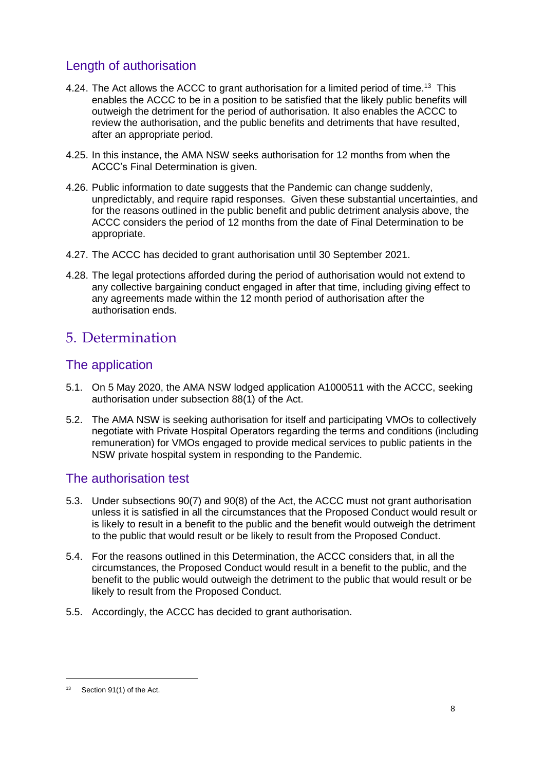## Length of authorisation

4.24. The Act allows the ACCC to grant authorisation for a limited period of time.[13] This enables the ACCC to be in a position to be satisfied that the likely public benefits will outweigh the detriment for the period of authorisation. It also enables the ACCC to review the authorisation, and the public benefits and detriments that have resulted, after an appropriate period.

4.25. In this instance, the AMA NSW seeks authorisation for 12 months from when the ACCC's Final Determination is given.

4.26. Public information to date suggests that the Pandemic can change suddenly, unpredictably, and require rapid responses. Given these substantial uncertainties, and for the reasons outlined in the public benefit and public detriment analysis above, the ACCC considers the period of 12 months from the date of Final Determination to be appropriate.

4.27. The ACCC has decided to grant authorisation until 30 September 2021.

4.28. The legal protections afforded during the period of authorisation would not extend to any collective bargaining conduct engaged in after that time, including giving effect to any agreements made within the 12 month period of authorisation after the authorisation ends.

# 5. Determination

## The application

5.1. On 5 May 2020, the AMA NSW lodged application A1000511 with the ACCC, seeking authorisation under subsection 88(1) of the Act.

5.2. The AMA NSW is seeking authorisation for itself and participating VMOs to collectively negotiate with Private Hospital Operators regarding the terms and conditions (including remuneration) for VMOs engaged to provide medical services to public patients in the NSW private hospital system in responding to the Pandemic.

## The authorisation test

5.3. Under subsections 90(7) and 90(8) of the Act, the ACCC must not grant authorisation unless it is satisfied in all the circumstances that the Proposed Conduct would result or is likely to result in a benefit to the public and the benefit would outweigh the detriment to the public that would result or be likely to result from the Proposed Conduct.

5.4. For the reasons outlined in this Determination, the ACCC considers that, in all the circumstances, the Proposed Conduct would result in a benefit to the public, and the benefit to the public would outweigh the detriment to the public that would result or be likely to result from the Proposed Conduct.

5.5. Accordingly, the ACCC has decided to grant authorisation.

---

[13] Section 91(1) of the Act.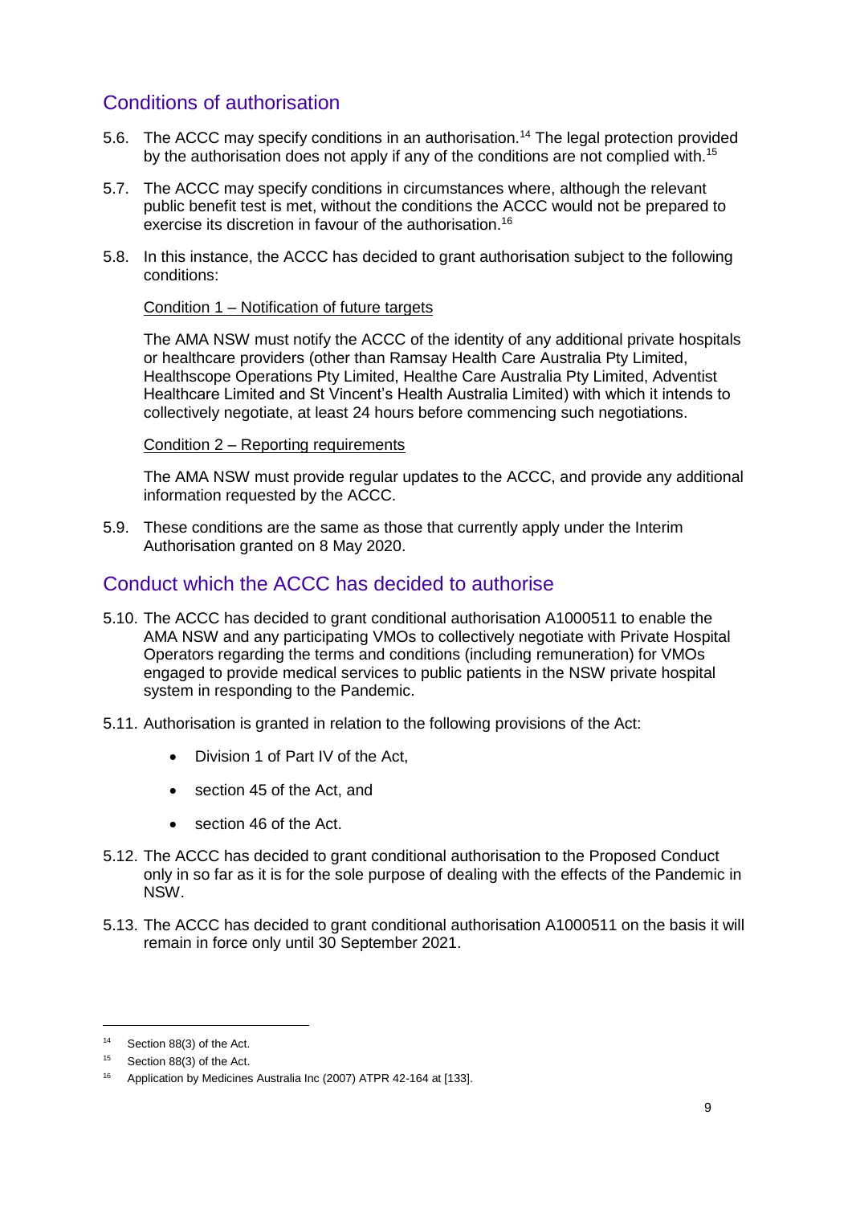## Conditions of authorisation

5.6. The ACCC may specify conditions in an authorisation.[14] The legal protection provided by the authorisation does not apply if any of the conditions are not complied with.[15]

5.7. The ACCC may specify conditions in circumstances where, although the relevant public benefit test is met, without the conditions the ACCC would not be prepared to exercise its discretion in favour of the authorisation.[16]

5.8. In this instance, the ACCC has decided to grant authorisation subject to the following conditions:

<u>Condition 1 – Notification of future targets</u>

The AMA NSW must notify the ACCC of the identity of any additional private hospitals or healthcare providers (other than Ramsay Health Care Australia Pty Limited, Healthscope Operations Pty Limited, Healthe Care Australia Pty Limited, Adventist Healthcare Limited and St Vincent's Health Australia Limited) with which it intends to collectively negotiate, at least 24 hours before commencing such negotiations.

<u>Condition 2 – Reporting requirements</u>

The AMA NSW must provide regular updates to the ACCC, and provide any additional information requested by the ACCC.

5.9. These conditions are the same as those that currently apply under the Interim Authorisation granted on 8 May 2020.

## Conduct which the ACCC has decided to authorise

5.10. The ACCC has decided to grant conditional authorisation A1000511 to enable the AMA NSW and any participating VMOs to collectively negotiate with Private Hospital Operators regarding the terms and conditions (including remuneration) for VMOs engaged to provide medical services to public patients in the NSW private hospital system in responding to the Pandemic.

5.11. Authorisation is granted in relation to the following provisions of the Act:

- Division 1 of Part IV of the Act,
- section 45 of the Act, and
- section 46 of the Act.

5.12. The ACCC has decided to grant conditional authorisation to the Proposed Conduct only in so far as it is for the sole purpose of dealing with the effects of the Pandemic in NSW.

5.13. The ACCC has decided to grant conditional authorisation A1000511 on the basis it will remain in force only until 30 September 2021.

---

[14] Section 88(3) of the Act.

[15] Section 88(3) of the Act.

[16] Application by Medicines Australia Inc (2007) ATPR 42-164 at [133].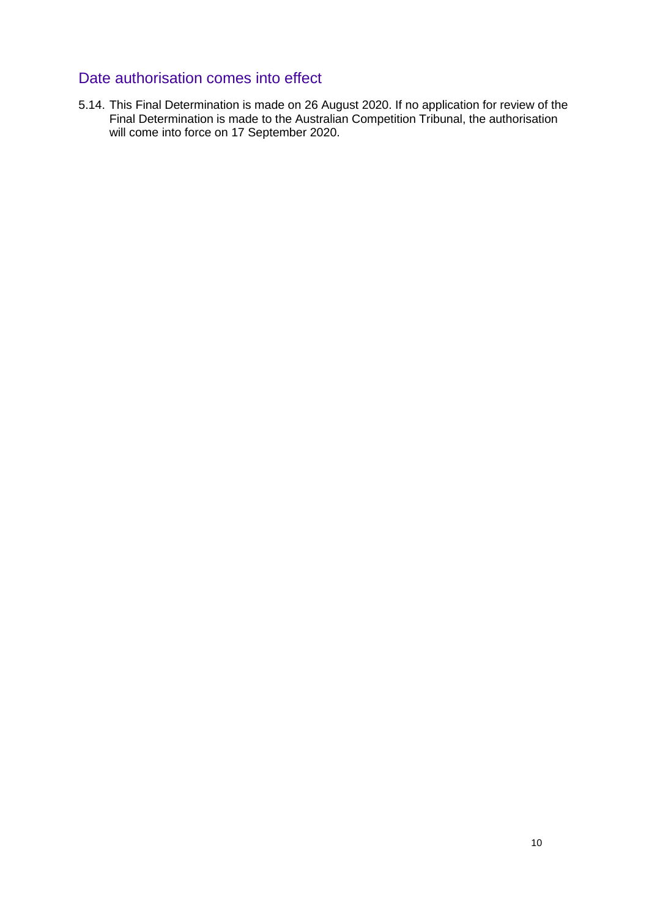## Date authorisation comes into effect

5.14. This Final Determination is made on 26 August 2020. If no application for review of the Final Determination is made to the Australian Competition Tribunal, the authorisation will come into force on 17 September 2020.